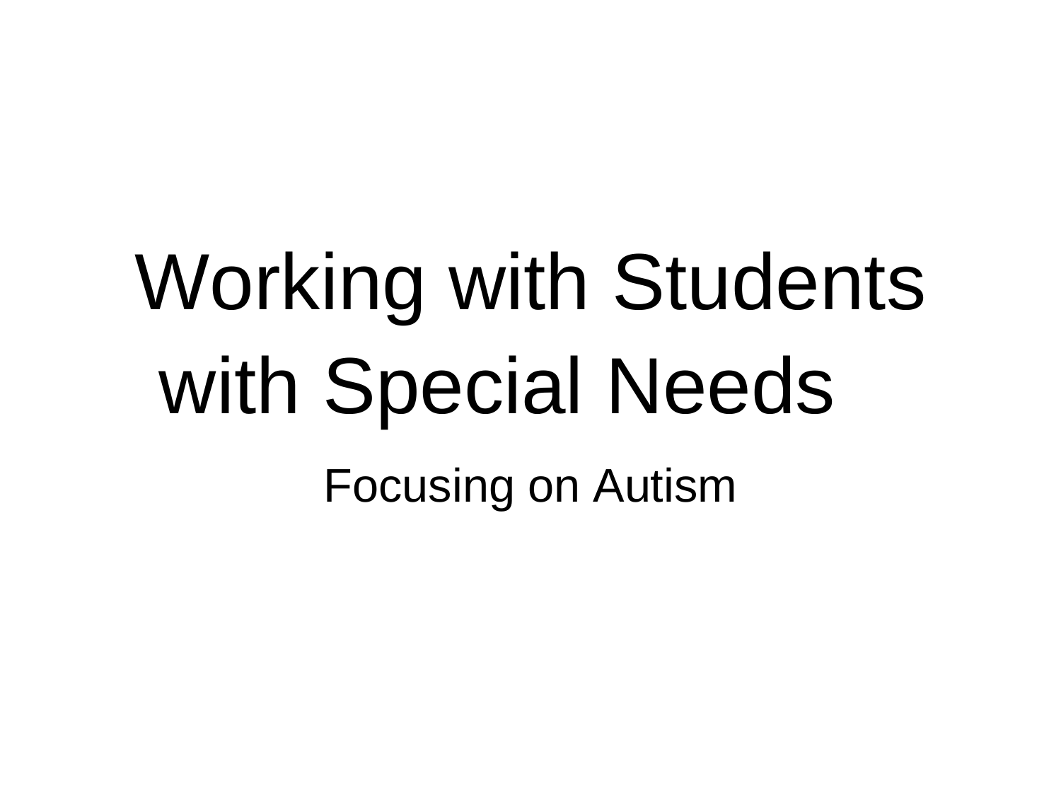# Working with Students with Special Needs

Focusing on Autism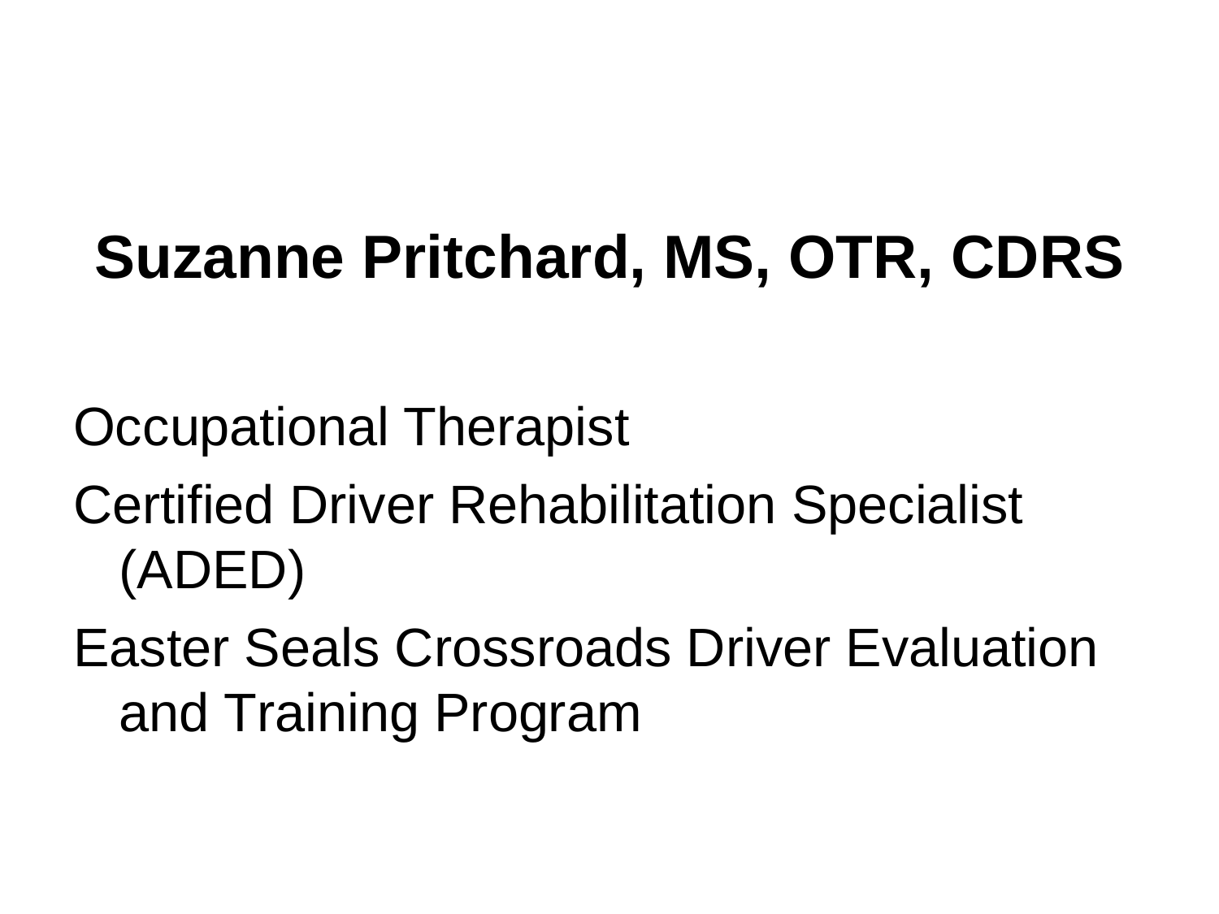# Suzanne Pritchard, MS, OTR, CDRS

Occupational Therapist

Certified Driver Rehabilitation Specialist (ADED)

Easter Seals Crossroads Driver Evaluation and Training Program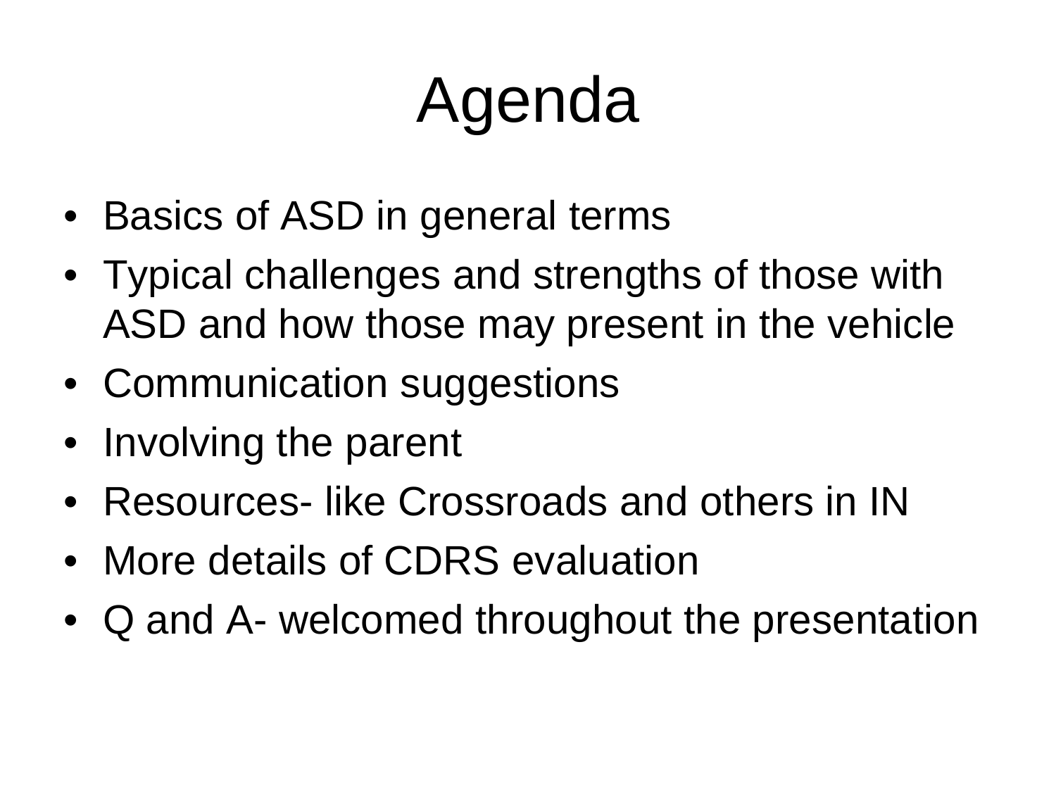# Agenda

- Basics of ASD in general terms
- Typical challenges and strengths of those with ASD and how those may present in the vehicle
- Communication suggestions
- Involving the parent
- Resources- like Crossroads and others in IN
- More details of CDRS evaluation
- Q and A- welcomed throughout the presentation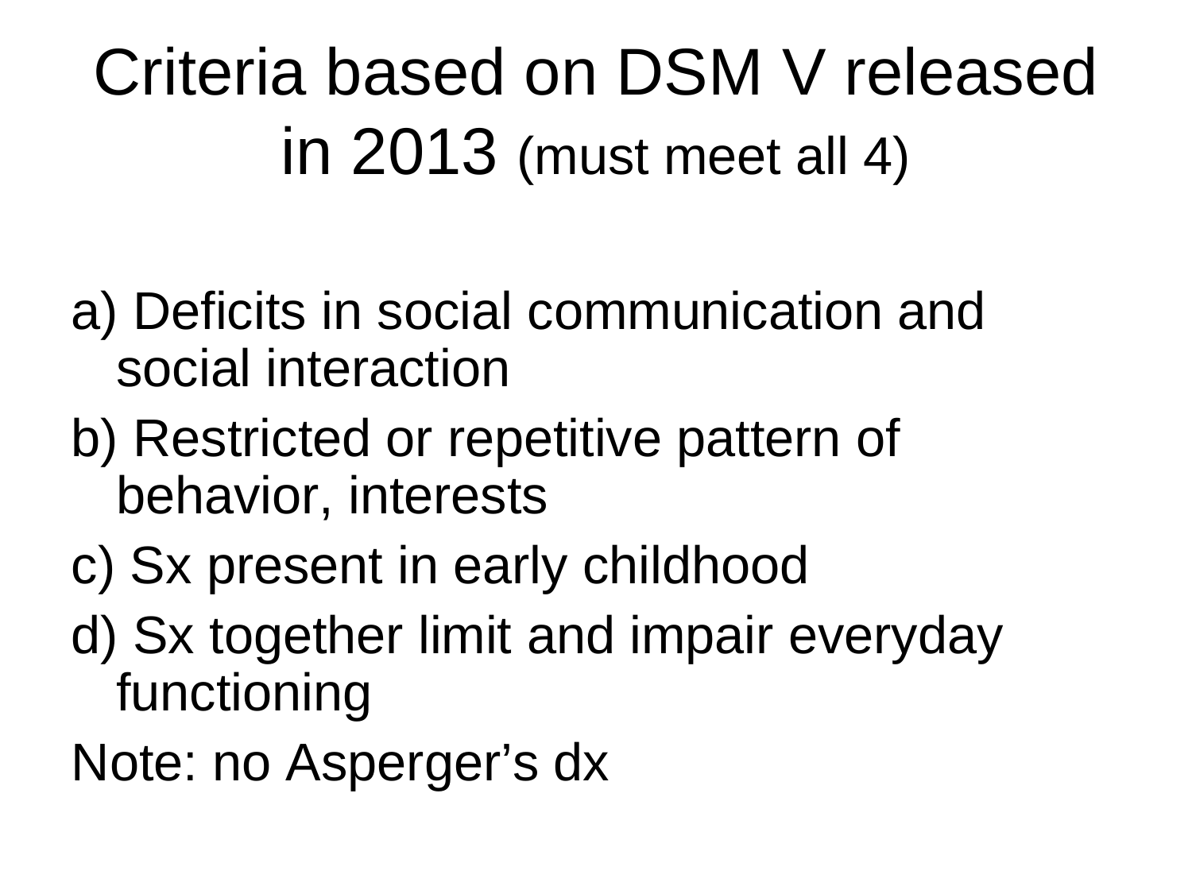# Criteria based on DSM V released in 2013 (must meet all 4)

a) Deficits in social communication and social interaction

b) Restricted or repetitive pattern of behavior, interests

c) Sx present in early childhood

d) Sx together limit and impair everyday functioning

Note: no Asperger's dx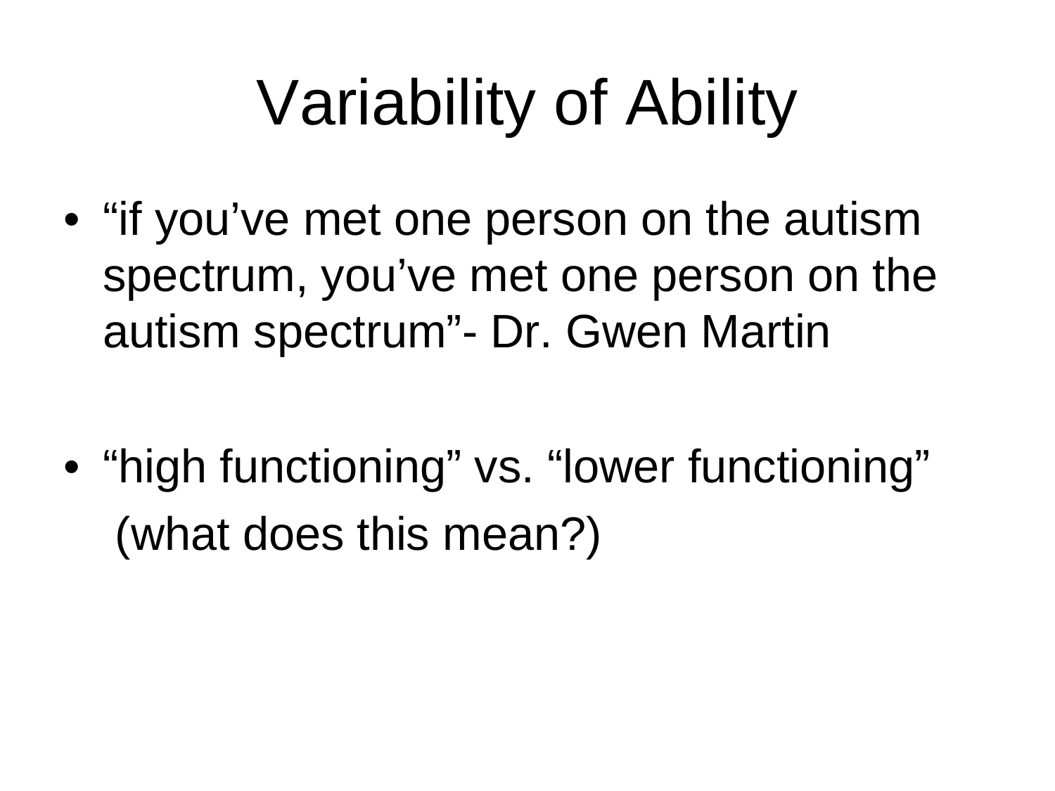# Variability of Ability

- "if you've met one person on the autism spectrum, you've met one person on the autism spectrum"- Dr. Gwen Martin

- "high functioning" vs. "lower functioning" (what does this mean?)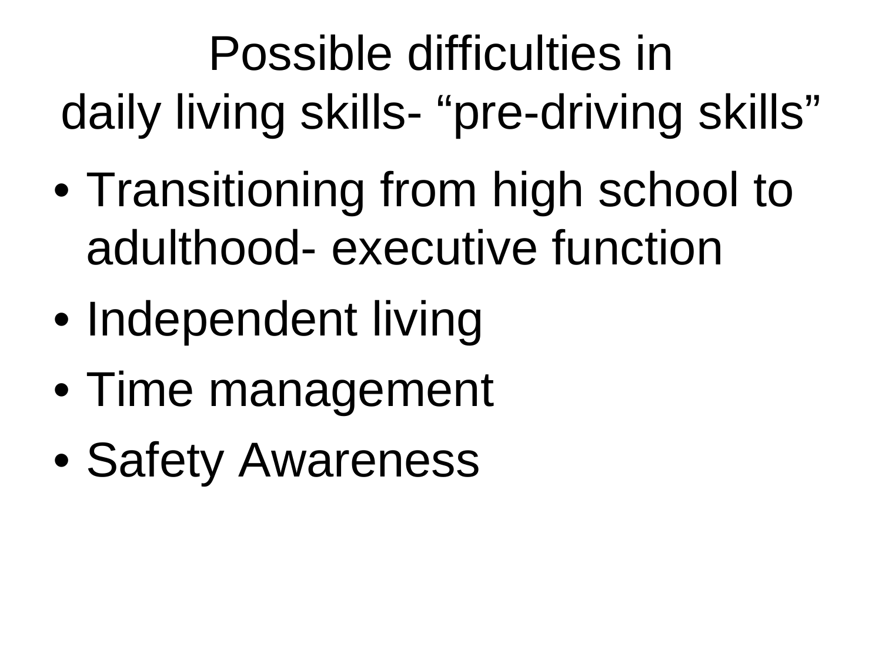# Possible difficulties in daily living skills- "pre-driving skills"

- Transitioning from high school to adulthood- executive function
- Independent living
- Time management
- Safety Awareness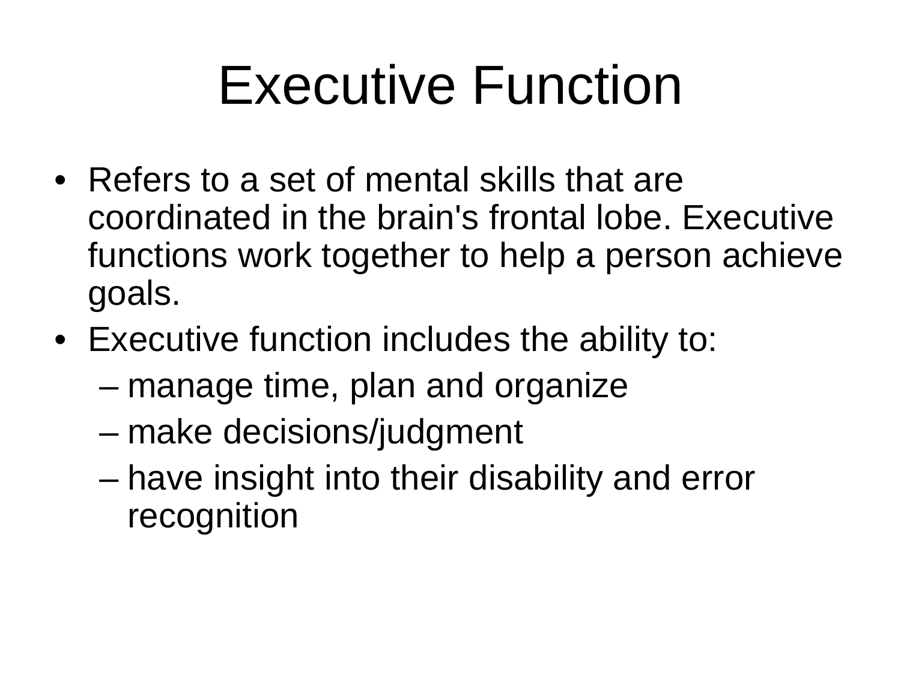# Executive Function

- Refers to a set of mental skills that are coordinated in the brain's frontal lobe. Executive functions work together to help a person achieve goals.
- Executive function includes the ability to:
  - manage time, plan and organize
  - make decisions/judgment
  - have insight into their disability and error recognition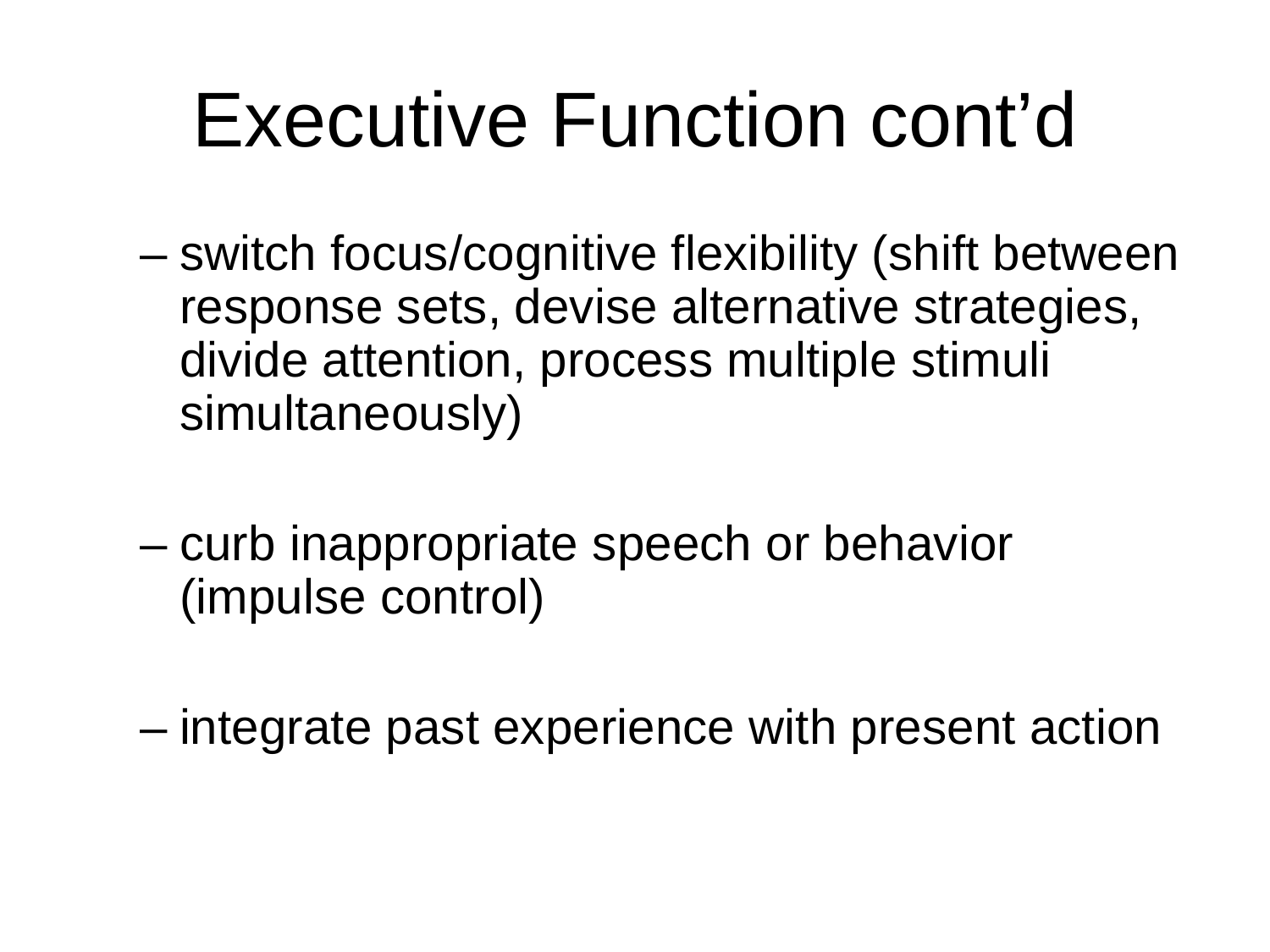# Executive Function cont'd

- switch focus/cognitive flexibility (shift between response sets, devise alternative strategies, divide attention, process multiple stimuli simultaneously)

- curb inappropriate speech or behavior (impulse control)

- integrate past experience with present action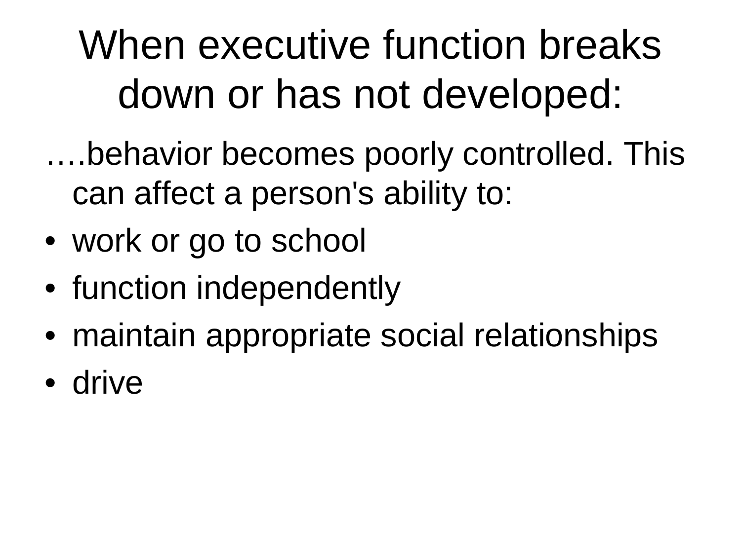# When executive function breaks down or has not developed:

….behavior becomes poorly controlled. This can affect a person's ability to:

- work or go to school
- function independently
- maintain appropriate social relationships
- drive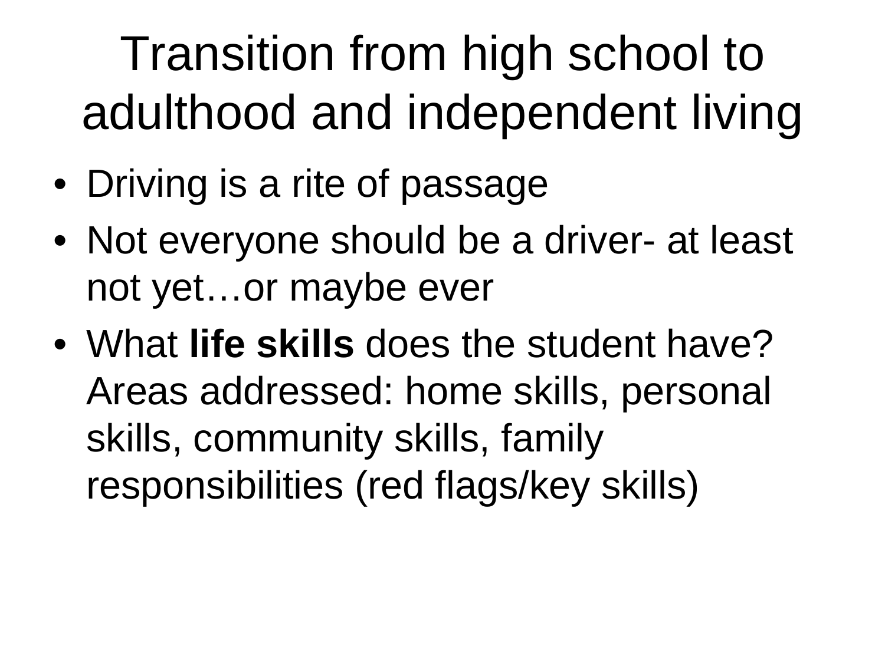# Transition from high school to adulthood and independent living

- Driving is a rite of passage
- Not everyone should be a driver- at least not yet…or maybe ever
- What **life skills** does the student have? Areas addressed: home skills, personal skills, community skills, family responsibilities (red flags/key skills)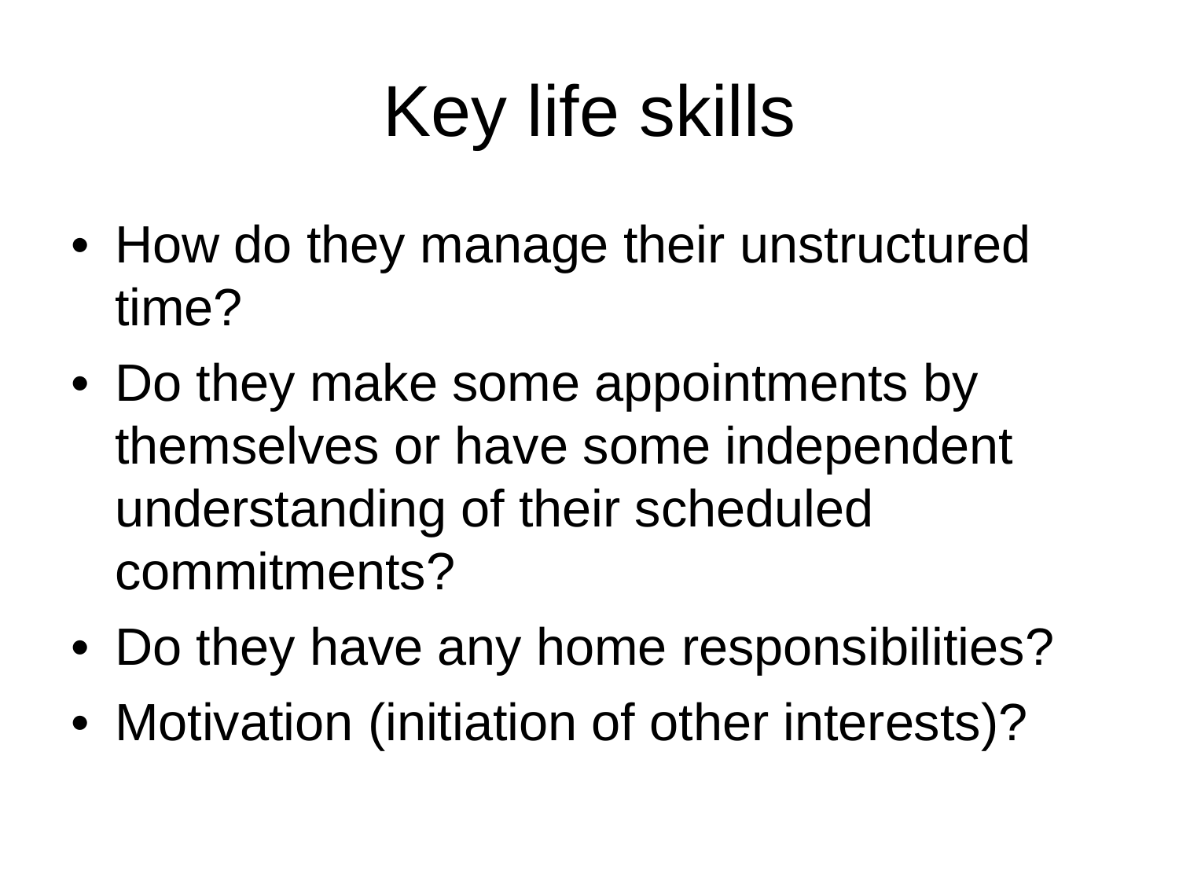# Key life skills

- How do they manage their unstructured time?
- Do they make some appointments by themselves or have some independent understanding of their scheduled commitments?
- Do they have any home responsibilities?
- Motivation (initiation of other interests)?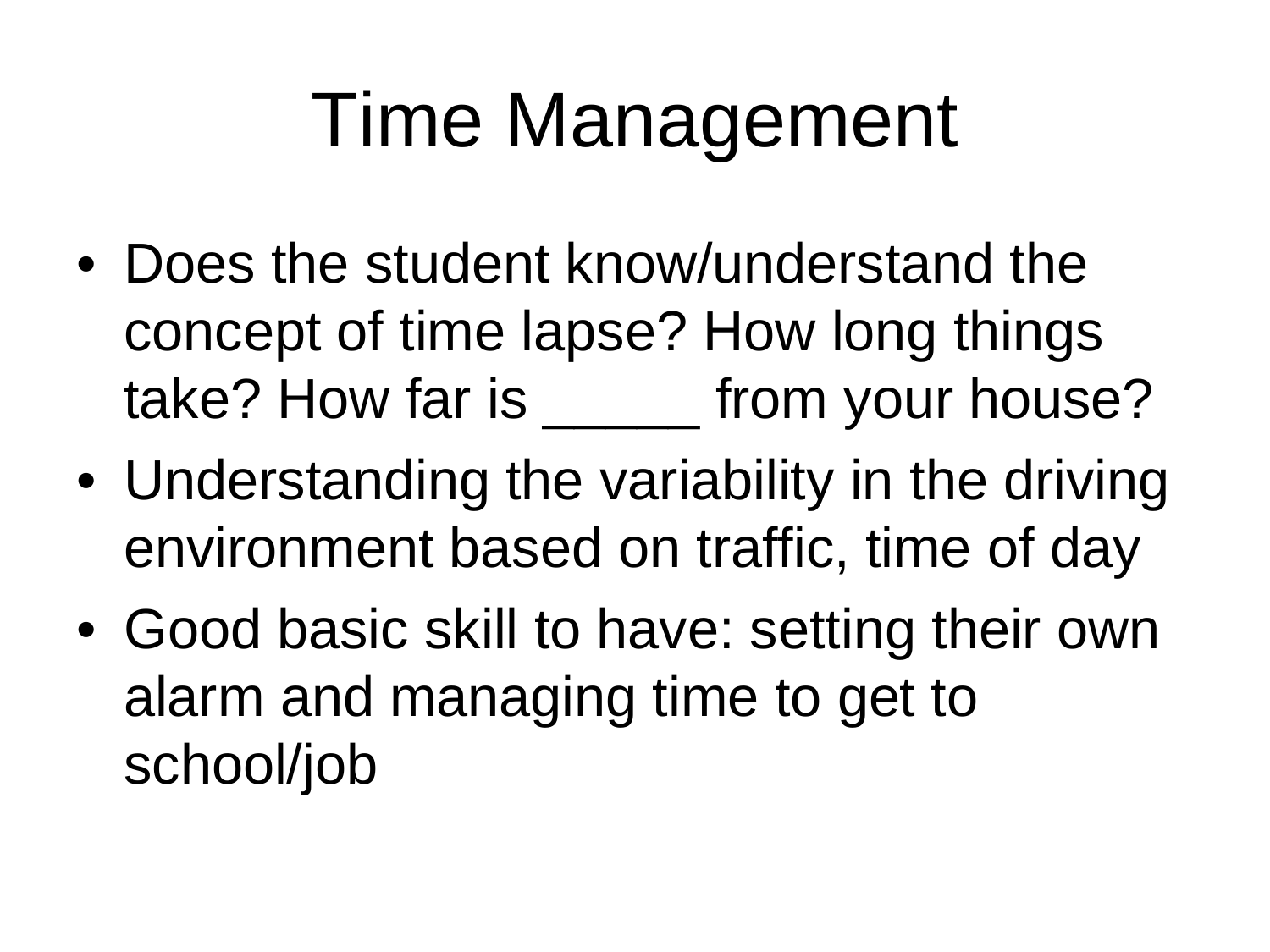# Time Management

- Does the student know/understand the concept of time lapse? How long things take? How far is _____ from your house?
- Understanding the variability in the driving environment based on traffic, time of day
- Good basic skill to have: setting their own alarm and managing time to get to school/job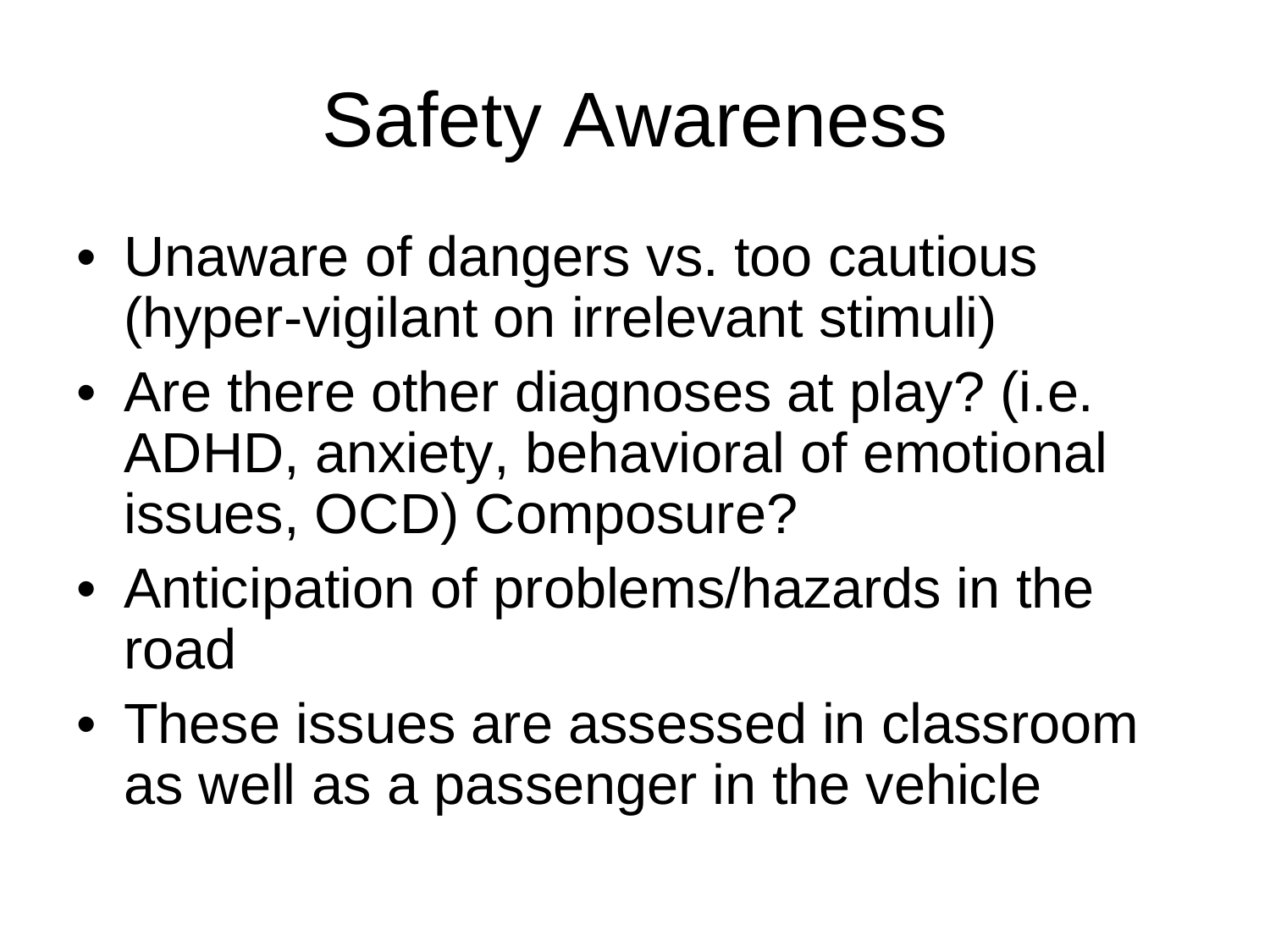# Safety Awareness

- Unaware of dangers vs. too cautious (hyper-vigilant on irrelevant stimuli)
- Are there other diagnoses at play? (i.e. ADHD, anxiety, behavioral of emotional issues, OCD) Composure?
- Anticipation of problems/hazards in the road
- These issues are assessed in classroom as well as a passenger in the vehicle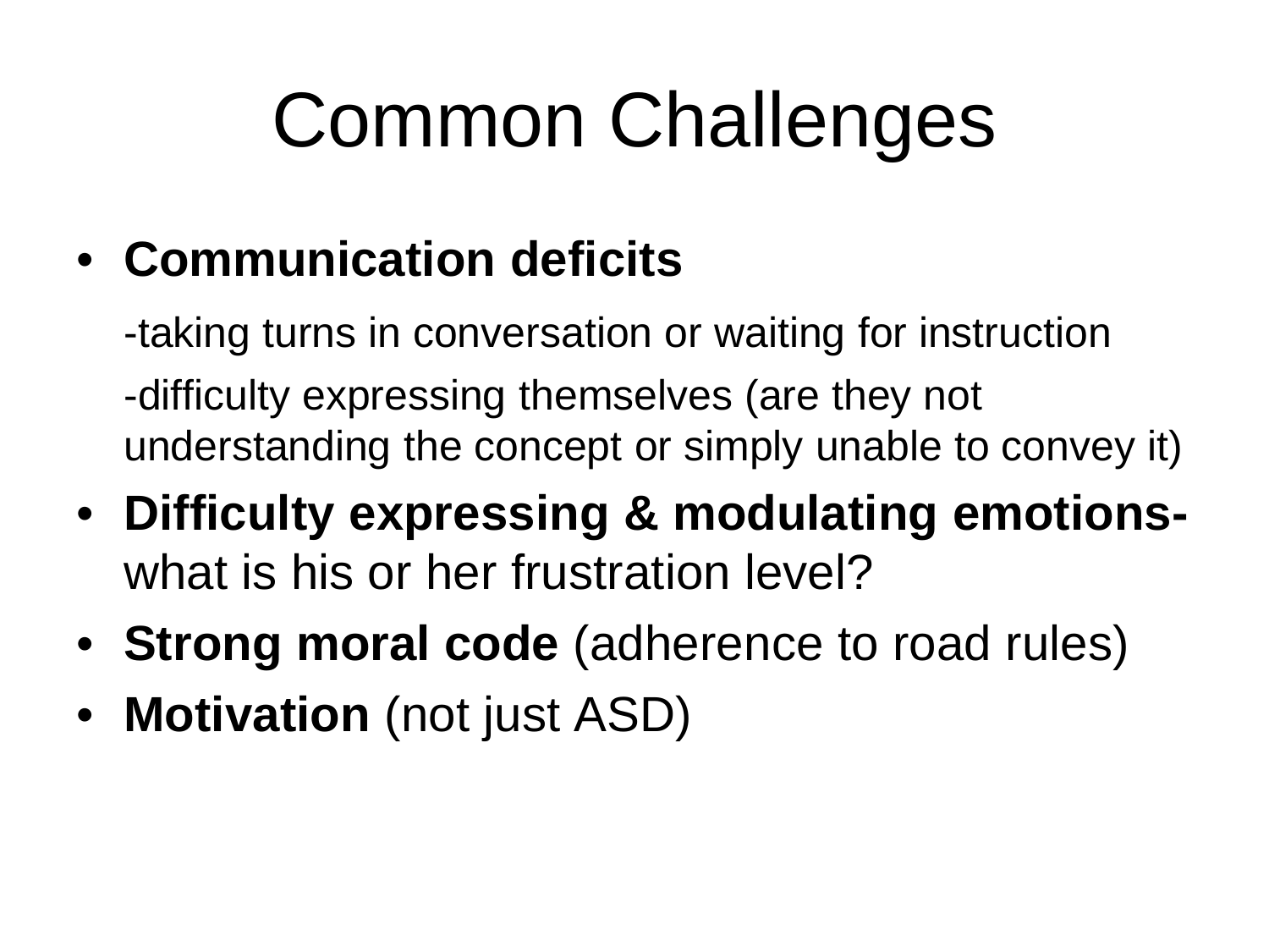# Common Challenges

- **Communication deficits**

  -taking turns in conversation or waiting for instruction

  -difficulty expressing themselves (are they not understanding the concept or simply unable to convey it)
- **Difficulty expressing & modulating emotions-** what is his or her frustration level?
- **Strong moral code** (adherence to road rules)
- **Motivation** (not just ASD)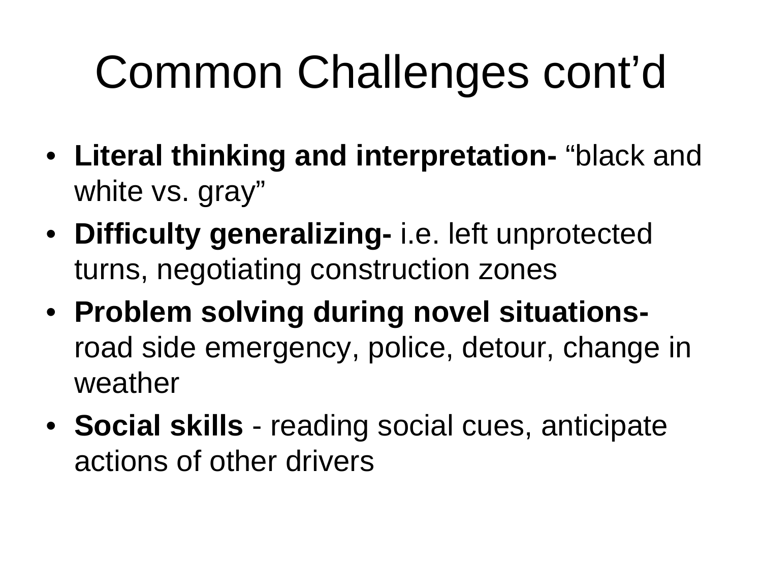# Common Challenges cont'd

- **Literal thinking and interpretation-** "black and white vs. gray"
- **Difficulty generalizing-** i.e. left unprotected turns, negotiating construction zones
- **Problem solving during novel situations-** road side emergency, police, detour, change in weather
- **Social skills** - reading social cues, anticipate actions of other drivers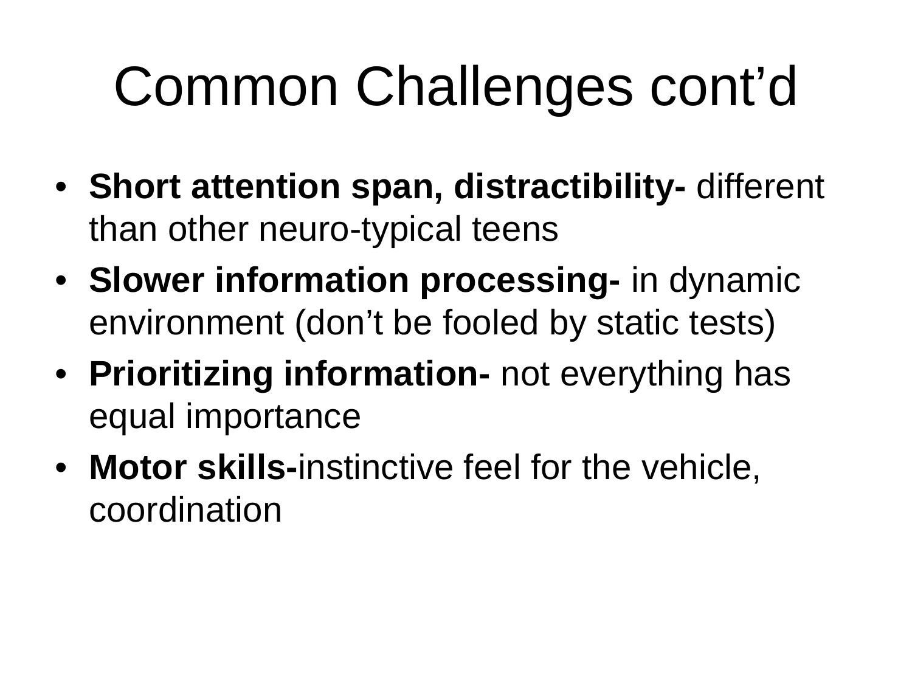# Common Challenges cont'd

- **Short attention span, distractibility-** different than other neuro-typical teens
- **Slower information processing-** in dynamic environment (don't be fooled by static tests)
- **Prioritizing information-** not everything has equal importance
- **Motor skills-**instinctive feel for the vehicle, coordination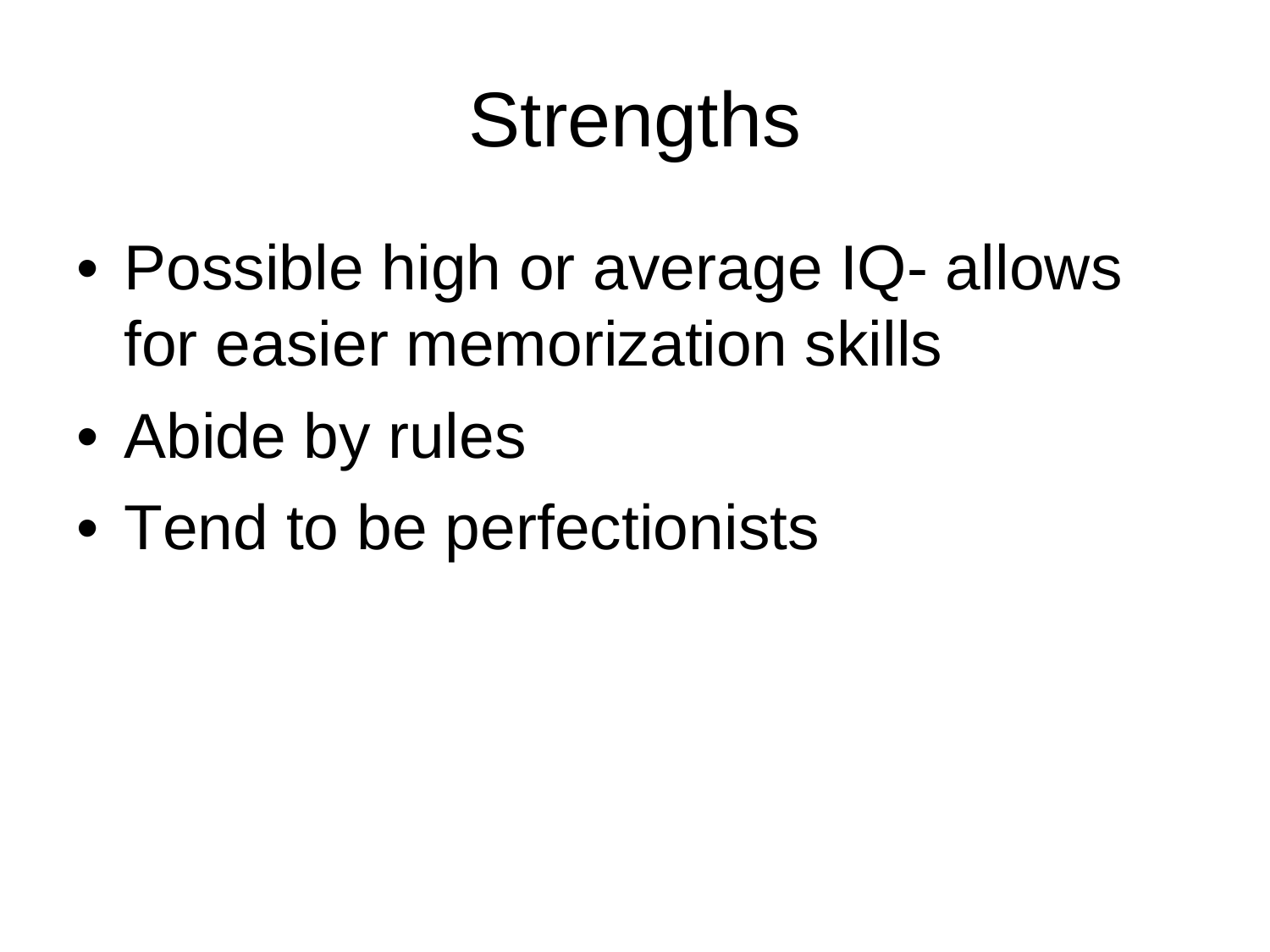# Strengths

- Possible high or average IQ- allows for easier memorization skills
- Abide by rules
- Tend to be perfectionists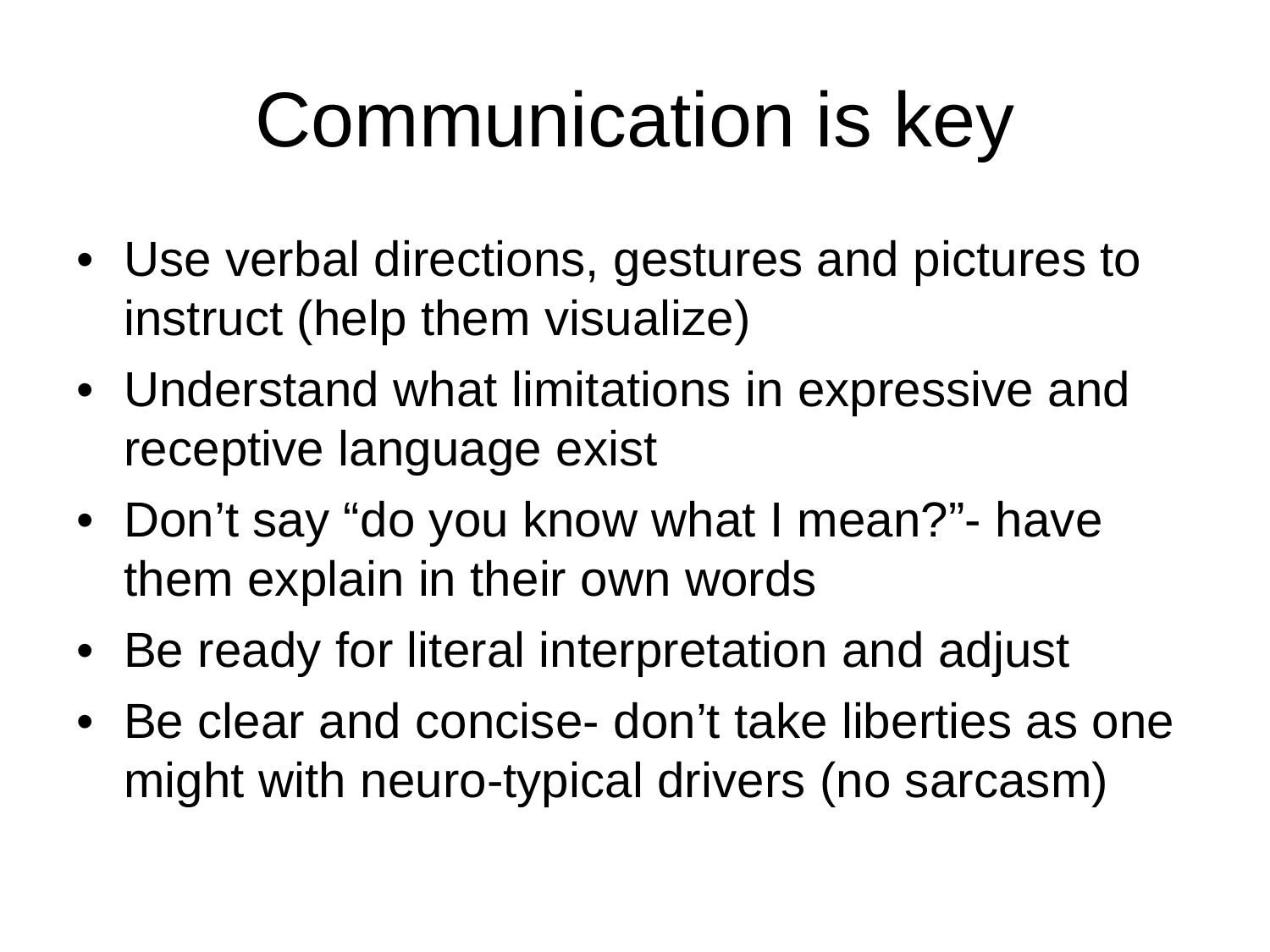# Communication is key

- Use verbal directions, gestures and pictures to instruct (help them visualize)
- Understand what limitations in expressive and receptive language exist
- Don’t say “do you know what I mean?”- have them explain in their own words
- Be ready for literal interpretation and adjust
- Be clear and concise- don’t take liberties as one might with neuro-typical drivers (no sarcasm)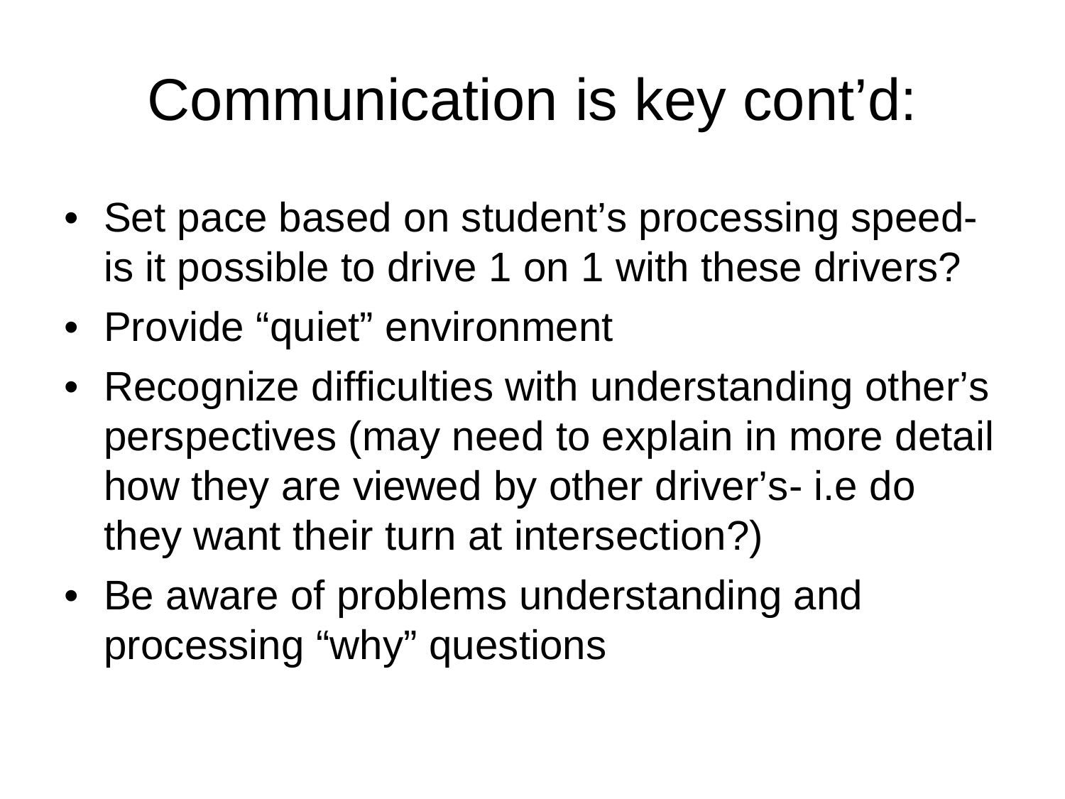# Communication is key cont'd:

- Set pace based on student's processing speed- is it possible to drive 1 on 1 with these drivers?
- Provide "quiet" environment
- Recognize difficulties with understanding other's perspectives (may need to explain in more detail how they are viewed by other driver's- i.e do they want their turn at intersection?)
- Be aware of problems understanding and processing "why" questions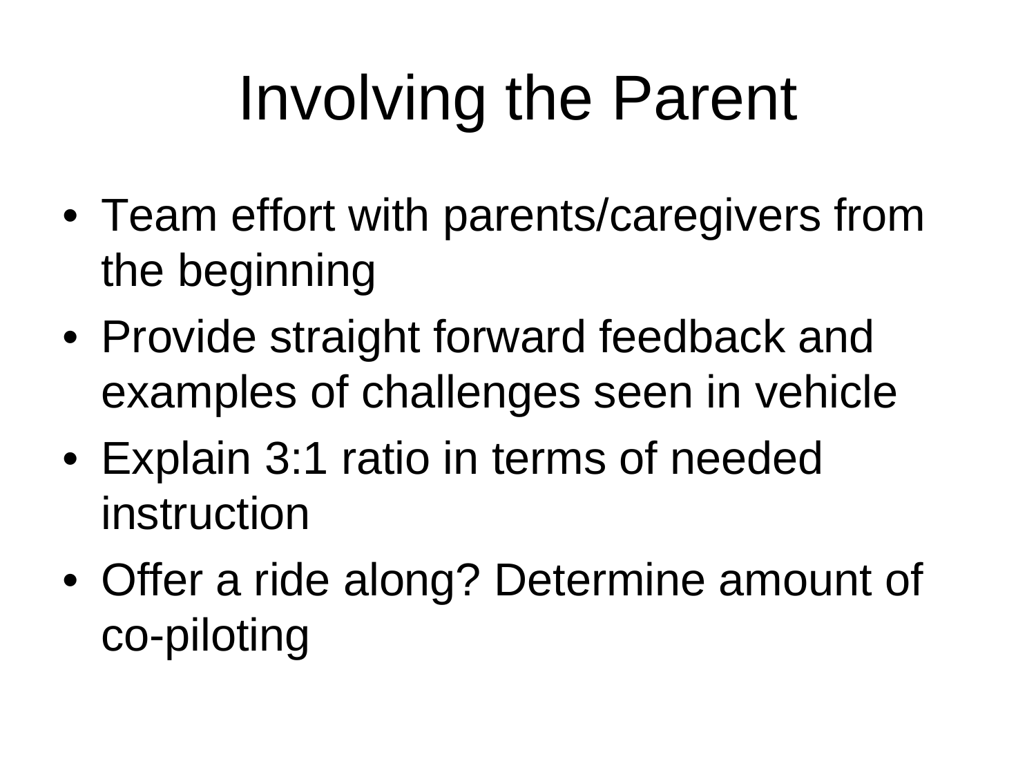# Involving the Parent

- Team effort with parents/caregivers from the beginning
- Provide straight forward feedback and examples of challenges seen in vehicle
- Explain 3:1 ratio in terms of needed instruction
- Offer a ride along? Determine amount of co-piloting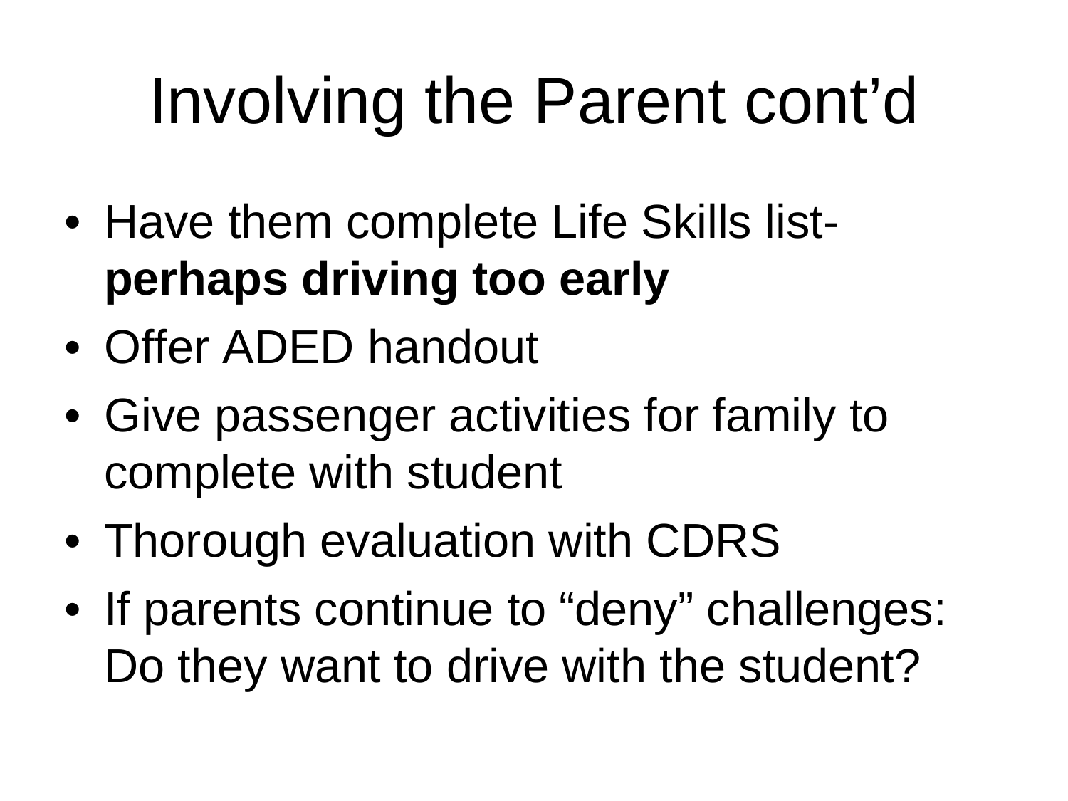# Involving the Parent cont'd

- Have them complete Life Skills list- **perhaps driving too early**
- Offer ADED handout
- Give passenger activities for family to complete with student
- Thorough evaluation with CDRS
- If parents continue to "deny" challenges: Do they want to drive with the student?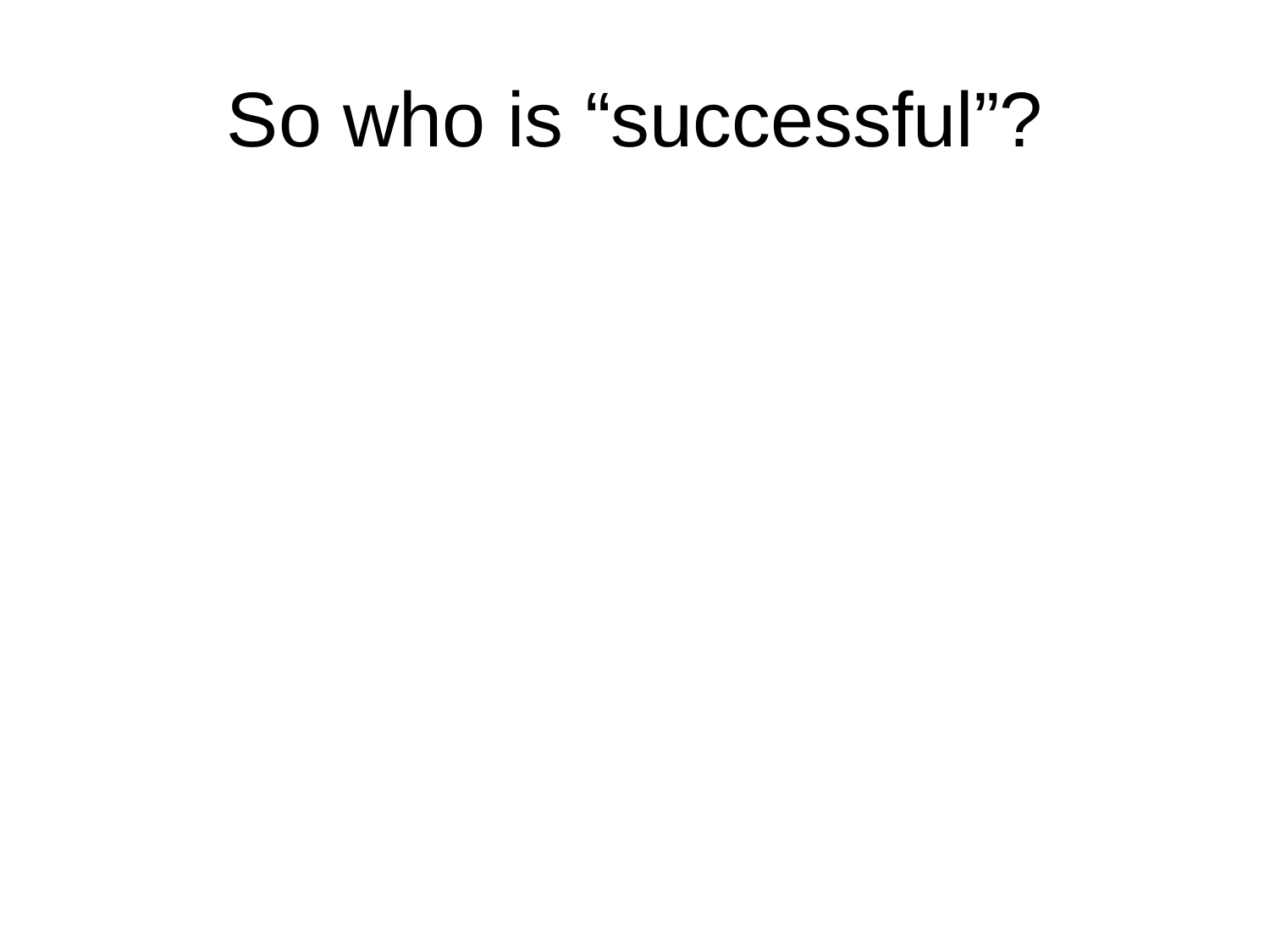# So who is “successful”?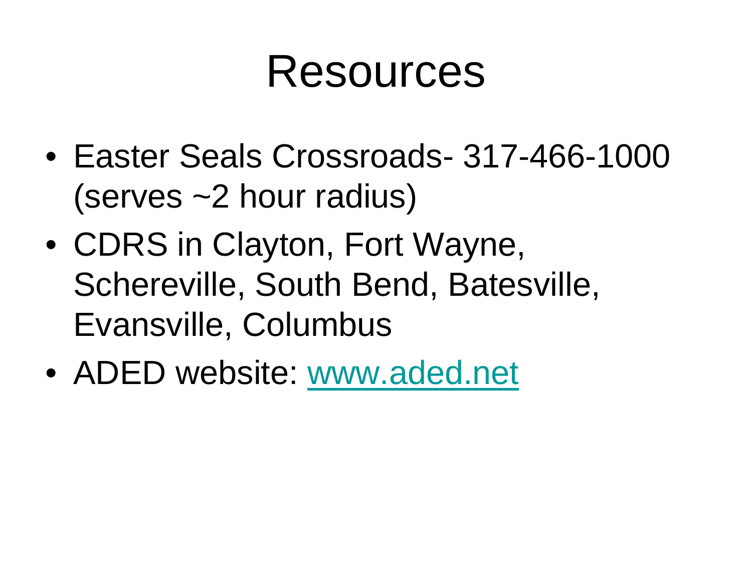# Resources

- Easter Seals Crossroads- 317-466-1000 (serves ~2 hour radius)
- CDRS in Clayton, Fort Wayne, Schereville, South Bend, Batesville, Evansville, Columbus
- ADED website: [www.aded.net](http://www.aded.net)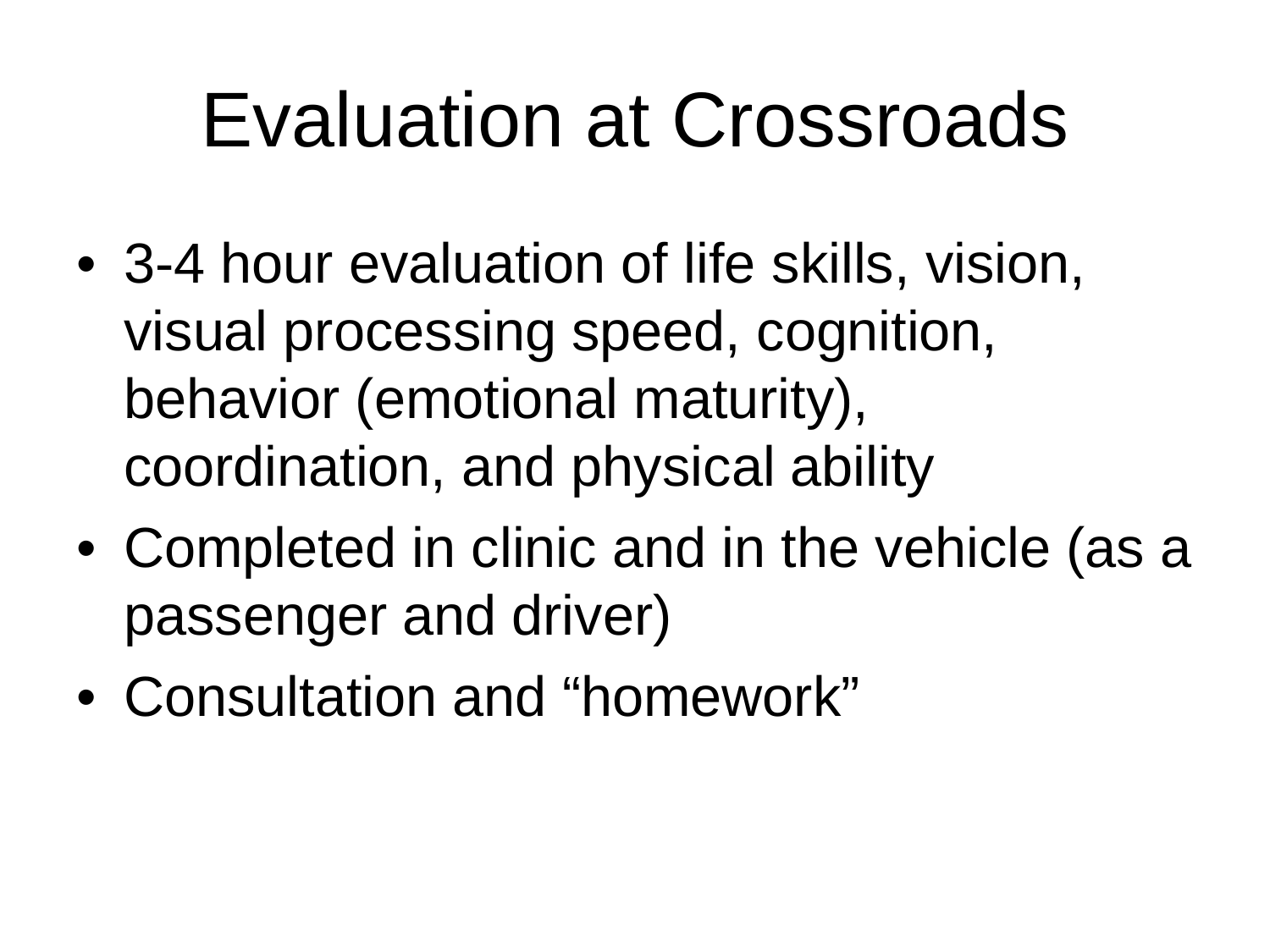# Evaluation at Crossroads

- 3-4 hour evaluation of life skills, vision, visual processing speed, cognition, behavior (emotional maturity), coordination, and physical ability
- Completed in clinic and in the vehicle (as a passenger and driver)
- Consultation and "homework"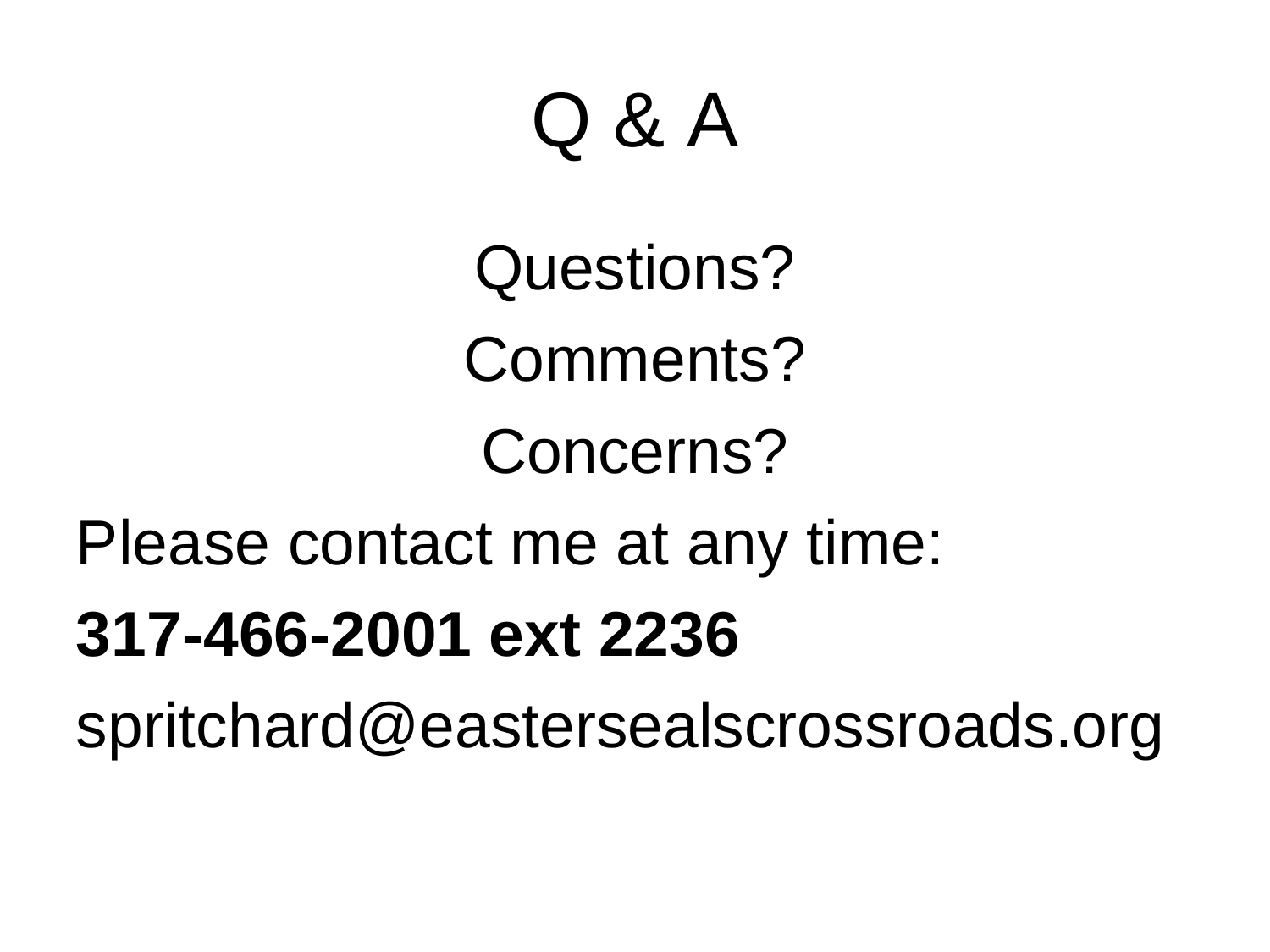# Q & A

Questions?

Comments?

Concerns?

Please contact me at any time:

**317-466-2001 ext 2236**

spritchard@eastersealscrossroads.org